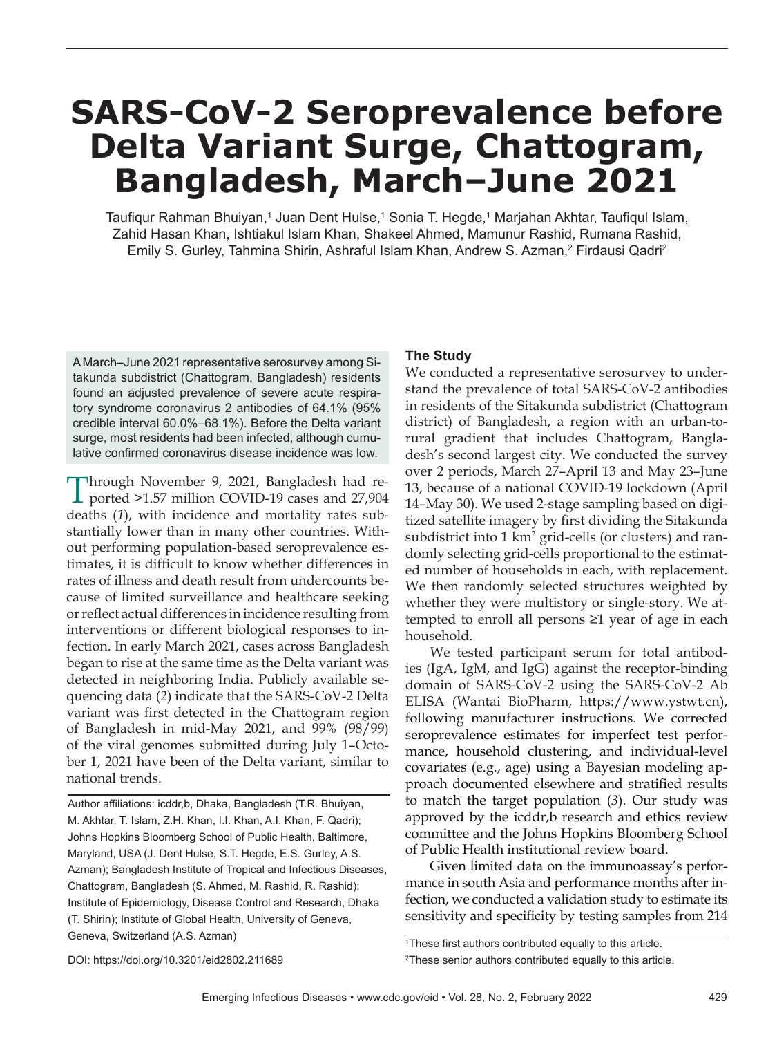# SARS-CoV-2 Seroprevalence before Delta Variant Surge, Chattogram, Bangladesh, March–June 2021

Taufiqur Rahman Bhuiyan,[1] Juan Dent Hulse,[1] Sonia T. Hegde,[1] Marjahan Akhtar, Taufiqul Islam, Zahid Hasan Khan, Ishtiakul Islam Khan, Shakeel Ahmed, Mamunur Rashid, Rumana Rashid, Emily S. Gurley, Tahmina Shirin, Ashraful Islam Khan, Andrew S. Azman,[2] Firdausi Qadri[2]

A March–June 2021 representative serosurvey among Sitakunda subdistrict (Chattogram, Bangladesh) residents found an adjusted prevalence of severe acute respiratory syndrome coronavirus 2 antibodies of 64.1% (95% credible interval 60.0%–68.1%). Before the Delta variant surge, most residents had been infected, although cumulative confirmed coronavirus disease incidence was low.

Through November 9, 2021, Bangladesh had reported >1.57 million COVID-19 cases and 27,904 deaths (*1*), with incidence and mortality rates substantially lower than in many other countries. Without performing population-based seroprevalence estimates, it is difficult to know whether differences in rates of illness and death result from undercounts because of limited surveillance and healthcare seeking or reflect actual differences in incidence resulting from interventions or different biological responses to infection. In early March 2021, cases across Bangladesh began to rise at the same time as the Delta variant was detected in neighboring India. Publicly available sequencing data (*2*) indicate that the SARS-CoV-2 Delta variant was first detected in the Chattogram region of Bangladesh in mid-May 2021, and 99% (98/99) of the viral genomes submitted during July 1–October 1, 2021 have been of the Delta variant, similar to national trends.

Author affiliations: icddr,b, Dhaka, Bangladesh (T.R. Bhuiyan, M. Akhtar, T. Islam, Z.H. Khan, I.I. Khan, A.I. Khan, F. Qadri); Johns Hopkins Bloomberg School of Public Health, Baltimore, Maryland, USA (J. Dent Hulse, S.T. Hegde, E.S. Gurley, A.S. Azman); Bangladesh Institute of Tropical and Infectious Diseases, Chattogram, Bangladesh (S. Ahmed, M. Rashid, R. Rashid); Institute of Epidemiology, Disease Control and Research, Dhaka (T. Shirin); Institute of Global Health, University of Geneva, Geneva, Switzerland (A.S. Azman)

DOI: https://doi.org/10.3201/eid2802.211689

## The Study

We conducted a representative serosurvey to understand the prevalence of total SARS-CoV-2 antibodies in residents of the Sitakunda subdistrict (Chattogram district) of Bangladesh, a region with an urban-to-rural gradient that includes Chattogram, Bangladesh's second largest city. We conducted the survey over 2 periods, March 27–April 13 and May 23–June 13, because of a national COVID-19 lockdown (April 14–May 30). We used 2-stage sampling based on digitized satellite imagery by first dividing the Sitakunda subdistrict into 1 $km^2$ grid-cells (or clusters) and randomly selecting grid-cells proportional to the estimated number of households in each, with replacement. We then randomly selected structures weighted by whether they were multistory or single-story. We attempted to enroll all persons ≥1 year of age in each household.

We tested participant serum for total antibodies (IgA, IgM, and IgG) against the receptor-binding domain of SARS-CoV-2 using the SARS-CoV-2 Ab ELISA (Wantai BioPharm, https://www.ystwt.cn), following manufacturer instructions. We corrected seroprevalence estimates for imperfect test performance, household clustering, and individual-level covariates (e.g., age) using a Bayesian modeling approach documented elsewhere and stratified results to match the target population (*3*). Our study was approved by the icddr,b research and ethics review committee and the Johns Hopkins Bloomberg School of Public Health institutional review board.

Given limited data on the immunoassay's performance in south Asia and performance months after infection, we conducted a validation study to estimate its sensitivity and specificity by testing samples from 214

[1]These first authors contributed equally to this article.

[2]These senior authors contributed equally to this article.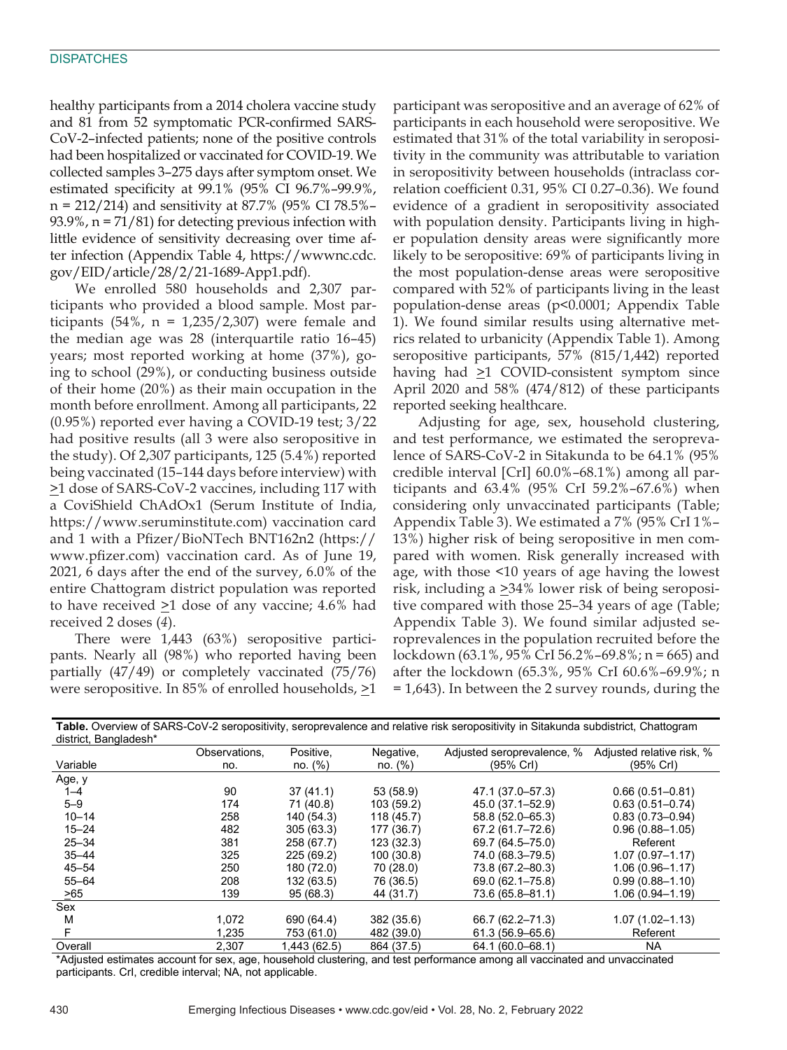healthy participants from a 2014 cholera vaccine study and 81 from 52 symptomatic PCR-confirmed SARS-CoV-2–infected patients; none of the positive controls had been hospitalized or vaccinated for COVID-19. We collected samples 3–275 days after symptom onset. We estimated specificity at 99.1% (95% CI 96.7%–99.9%, n = 212/214) and sensitivity at 87.7% (95% CI 78.5%–93.9%, n = 71/81) for detecting previous infection with little evidence of sensitivity decreasing over time after infection (Appendix Table 4, https://wwwnc.cdc.gov/EID/article/28/2/21-1689-App1.pdf).

We enrolled 580 households and 2,307 participants who provided a blood sample. Most participants (54%, n = 1,235/2,307) were female and the median age was 28 (interquartile ratio 16–45) years; most reported working at home (37%), going to school (29%), or conducting business outside of their home (20%) as their main occupation in the month before enrollment. Among all participants, 22 (0.95%) reported ever having a COVID-19 test; 3/22 had positive results (all 3 were also seropositive in the study). Of 2,307 participants, 125 (5.4%) reported being vaccinated (15–144 days before interview) with ≥1 dose of SARS-CoV-2 vaccines, including 117 with a CoviShield ChAdOx1 (Serum Institute of India, https://www.seruminstitute.com) vaccination card and 1 with a Pfizer/BioNTech BNT162n2 (https://www.pfizer.com) vaccination card. As of June 19, 2021, 6 days after the end of the survey, 6.0% of the entire Chattogram district population was reported to have received ≥1 dose of any vaccine; 4.6% had received 2 doses (*4*).

There were 1,443 (63%) seropositive participants. Nearly all (98%) who reported having been partially (47/49) or completely vaccinated (75/76) were seropositive. In 85% of enrolled households, ≥1 participant was seropositive and an average of 62% of participants in each household were seropositive. We estimated that 31% of the total variability in seropositivity in the community was attributable to variation in seropositivity between households (intraclass correlation coefficient 0.31, 95% CI 0.27–0.36). We found evidence of a gradient in seropositivity associated with population density. Participants living in higher population density areas were significantly more likely to be seropositive: 69% of participants living in the most population-dense areas were seropositive compared with 52% of participants living in the least population-dense areas ($p<0.0001$; Appendix Table 1). We found similar results using alternative metrics related to urbanicity (Appendix Table 1). Among seropositive participants, 57% (815/1,442) reported having had ≥1 COVID-consistent symptom since April 2020 and 58% (474/812) of these participants reported seeking healthcare.

Adjusting for age, sex, household clustering, and test performance, we estimated the seroprevalence of SARS-CoV-2 in Sitakunda to be 64.1% (95% credible interval [CrI] 60.0%–68.1%) among all participants and 63.4% (95% CrI 59.2%–67.6%) when considering only unvaccinated participants (Table; Appendix Table 3). We estimated a 7% (95% CrI 1%–13%) higher risk of being seropositive in men compared with women. Risk generally increased with age, with those <10 years of age having the lowest risk, including a ≥34% lower risk of being seropositive compared with those 25–34 years of age (Table; Appendix Table 3). We found similar adjusted seroprevalences in the population recruited before the lockdown (63.1%, 95% CrI 56.2%–69.8%; n = 665) and after the lockdown (65.3%, 95% CrI 60.6%–69.9%; n = 1,643). In between the 2 survey rounds, during the

**Table.** Overview of SARS-CoV-2 seropositivity, seroprevalence and relative risk seropositivity in Sitakunda subdistrict, Chattogram district, Bangladesh*

| Variable | Observations, no. | Positive, no. (%) | Negative, no. (%) | Adjusted seroprevalence, % (95% CrI) | Adjusted relative risk, % (95% CrI) |
|---|---|---|---|---|---|
| Age, y | | | | | |
| 1–4 | 90 | 37 (41.1) | 53 (58.9) | 47.1 (37.0–57.3) | 0.66 (0.51–0.81) |
| 5–9 | 174 | 71 (40.8) | 103 (59.2) | 45.0 (37.1–52.9) | 0.63 (0.51–0.74) |
| 10–14 | 258 | 140 (54.3) | 118 (45.7) | 58.8 (52.0–65.3) | 0.83 (0.73–0.94) |
| 15–24 | 482 | 305 (63.3) | 177 (36.7) | 67.2 (61.7–72.6) | 0.96 (0.88–1.05) |
| 25–34 | 381 | 258 (67.7) | 123 (32.3) | 69.7 (64.5–75.0) | Referent |
| 35–44 | 325 | 225 (69.2) | 100 (30.8) | 74.0 (68.3–79.5) | 1.07 (0.97–1.17) |
| 45–54 | 250 | 180 (72.0) | 70 (28.0) | 73.8 (67.2–80.3) | 1.06 (0.96–1.17) |
| 55–64 | 208 | 132 (63.5) | 76 (36.5) | 69.0 (62.1–75.8) | 0.99 (0.88–1.10) |
| ≥65 | 139 | 95 (68.3) | 44 (31.7) | 73.6 (65.8–81.1) | 1.06 (0.94–1.19) |
| Sex | | | | | |
| M | 1,072 | 690 (64.4) | 382 (35.6) | 66.7 (62.2–71.3) | 1.07 (1.02–1.13) |
| F | 1,235 | 753 (61.0) | 482 (39.0) | 61.3 (56.9–65.6) | Referent |
| Overall | 2,307 | 1,443 (62.5) | 864 (37.5) | 64.1 (60.0–68.1) | NA |

*Adjusted estimates account for sex, age, household clustering, and test performance among all vaccinated and unvaccinated participants. CrI, credible interval; NA, not applicable.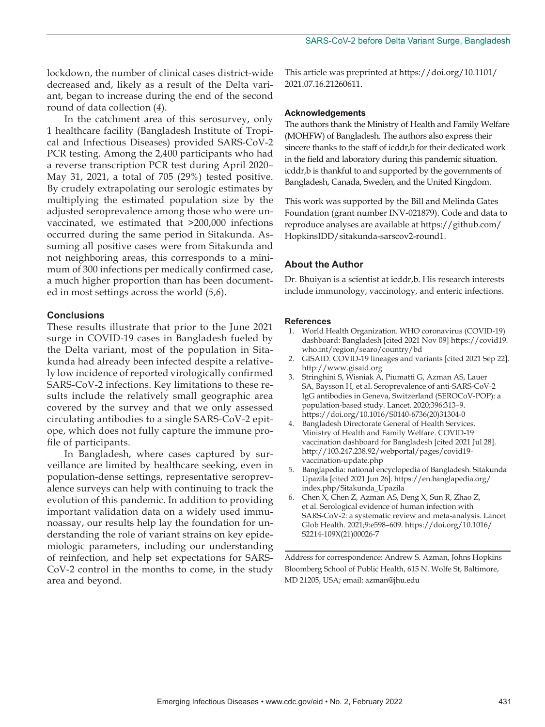lockdown, the number of clinical cases district-wide decreased and, likely as a result of the Delta variant, began to increase during the end of the second round of data collection (*4*).

In the catchment area of this serosurvey, only 1 healthcare facility (Bangladesh Institute of Tropical and Infectious Diseases) provided SARS-CoV-2 PCR testing. Among the 2,400 participants who had a reverse transcription PCR test during April 2020–May 31, 2021, a total of 705 (29%) tested positive. By crudely extrapolating our serologic estimates by multiplying the estimated population size by the adjusted seroprevalence among those who were unvaccinated, we estimated that >200,000 infections occurred during the same period in Sitakunda. Assuming all positive cases were from Sitakunda and not neighboring areas, this corresponds to a minimum of 300 infections per medically confirmed case, a much higher proportion than has been documented in most settings across the world (*5*,*6*).

## Conclusions

These results illustrate that prior to the June 2021 surge in COVID-19 cases in Bangladesh fueled by the Delta variant, most of the population in Sitakunda had already been infected despite a relatively low incidence of reported virologically confirmed SARS-CoV-2 infections. Key limitations to these results include the relatively small geographic area covered by the survey and that we only assessed circulating antibodies to a single SARS-CoV-2 epitope, which does not fully capture the immune profile of participants.

In Bangladesh, where cases captured by surveillance are limited by healthcare seeking, even in population-dense settings, representative seroprevalence surveys can help with continuing to track the evolution of this pandemic. In addition to providing important validation data on a widely used immunoassay, our results help lay the foundation for understanding the role of variant strains on key epidemiologic parameters, including our understanding of reinfection, and help set expectations for SARS-CoV-2 control in the months to come, in the study area and beyond.

This article was preprinted at https://doi.org/10.1101/2021.07.16.21260611.

## Acknowledgements

The authors thank the Ministry of Health and Family Welfare (MOHFW) of Bangladesh. The authors also express their sincere thanks to the staff of icddr,b for their dedicated work in the field and laboratory during this pandemic situation. icddr,b is thankful to and supported by the governments of Bangladesh, Canada, Sweden, and the United Kingdom.

This work was supported by the Bill and Melinda Gates Foundation (grant number INV-021879). Code and data to reproduce analyses are available at https://github.com/HopkinsIDD/sitakunda-sarscov2-round1.

## About the Author

Dr. Bhuiyan is a scientist at icddr,b. His research interests include immunology, vaccinology, and enteric infections.

## References

1. World Health Organization. WHO coronavirus (COVID-19) dashboard: Bangladesh [cited 2021 Nov 09] https://covid19.who.int/region/searo/country/bd
2. GISAID. COVID-19 lineages and variants [cited 2021 Sep 22]. http://www.gisaid.org
3. Stringhini S, Wisniak A, Piumatti G, Azman AS, Lauer SA, Baysson H, et al. Seroprevalence of anti-SARS-CoV-2 IgG antibodies in Geneva, Switzerland (SEROCoV-POP): a population-based study. Lancet. 2020;396:313–9. https://doi.org/10.1016/S0140-6736(20)31304-0
4. Bangladesh Directorate General of Health Services. Ministry of Health and Family Welfare. COVID-19 vaccination dashboard for Bangladesh [cited 2021 Jul 28]. http://103.247.238.92/webportal/pages/covid19-vaccination-update.php
5. Banglapedia: national encyclopedia of Bangladesh. Sitakunda Upazila [cited 2021 Jun 26]. https://en.banglapedia.org/index.php/Sitakunda_Upazila
6. Chen X, Chen Z, Azman AS, Deng X, Sun R, Zhao Z, et al. Serological evidence of human infection with SARS-CoV-2: a systematic review and meta-analysis. Lancet Glob Health. 2021;9:e598–609. https://doi.org/10.1016/S2214-109X(21)00026-7

Address for correspondence: Andrew S. Azman, Johns Hopkins Bloomberg School of Public Health, 615 N. Wolfe St, Baltimore, MD 21205, USA; email: azman@jhu.edu